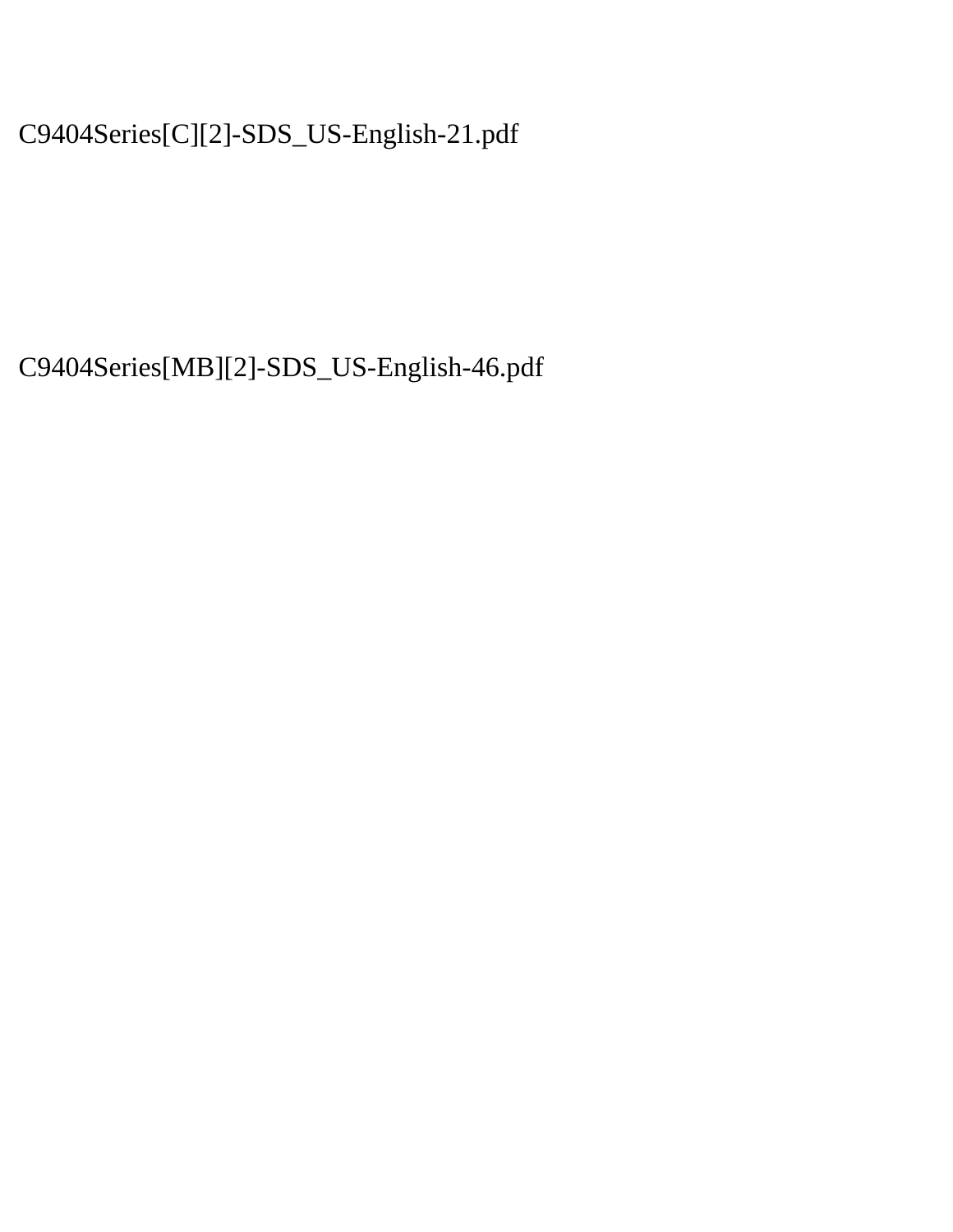C9404Series[C][2]-SDS_US-English-21.pdf

C9404Series[MB][2]-SDS_US-English-46.pdf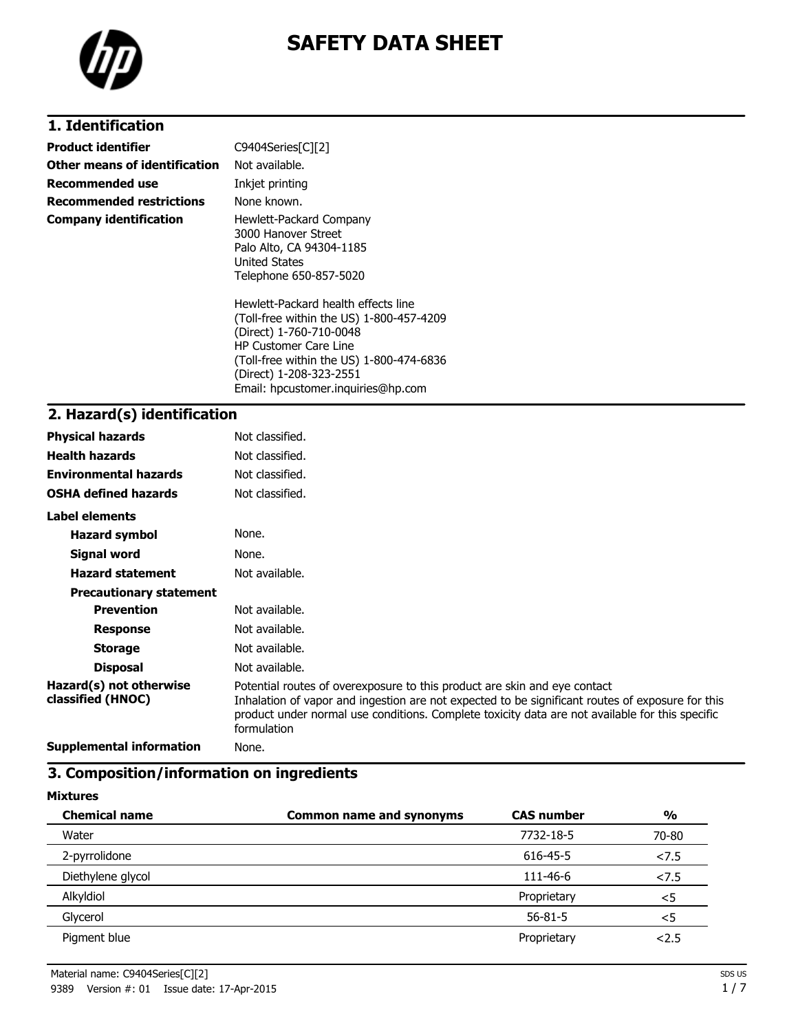# SAFETY DATA SHEET

## 1. Identification

| | |
|---|---|
| **Product identifier** | C9404Series[C][2] |
| **Other means of identification** | Not available. |
| **Recommended use** | Inkjet printing |
| **Recommended restrictions** | None known. |
| **Company identification** | Hewlett-Packard Company<br>3000 Hanover Street<br>Palo Alto, CA 94304-1185<br>United States<br>Telephone 650-857-5020<br><br>Hewlett-Packard health effects line<br>(Toll-free within the US) 1-800-457-4209<br>(Direct) 1-760-710-0048<br>HP Customer Care Line<br>(Toll-free within the US) 1-800-474-6836<br>(Direct) 1-208-323-2551<br>Email: hpcustomer.inquiries@hp.com |

## 2. Hazard(s) identification

| | |
|---|---|
| **Physical hazards** | Not classified. |
| **Health hazards** | Not classified. |
| **Environmental hazards** | Not classified. |
| **OSHA defined hazards** | Not classified. |

**Label elements**

| | |
|---|---|
| **Hazard symbol** | None. |
| **Signal word** | None. |
| **Hazard statement** | Not available. |

**Precautionary statement**

| | |
|---|---|
| **Prevention** | Not available. |
| **Response** | Not available. |
| **Storage** | Not available. |
| **Disposal** | Not available. |
| **Hazard(s) not otherwise classified (HNOC)** | Potential routes of overexposure to this product are skin and eye contact<br>Inhalation of vapor and ingestion are not expected to be significant routes of exposure for this product under normal use conditions. Complete toxicity data are not available for this specific formulation |
| **Supplemental information** | None. |

## 3. Composition/information on ingredients

**Mixtures**

| Chemical name | Common name and synonyms | CAS number | % |
|---|---|---|---|
| Water | | 7732-18-5 | 70-80 |
| 2-pyrrolidone | | 616-45-5 | <7.5 |
| Diethylene glycol | | 111-46-6 | <7.5 |
| Alkyldiol | | Proprietary | <5 |
| Glycerol | | 56-81-5 | <5 |
| Pigment blue | | Proprietary | <2.5 |

Material name: C9404Series[C][2]
9389 Version #: 01 Issue date: 17-Apr-2015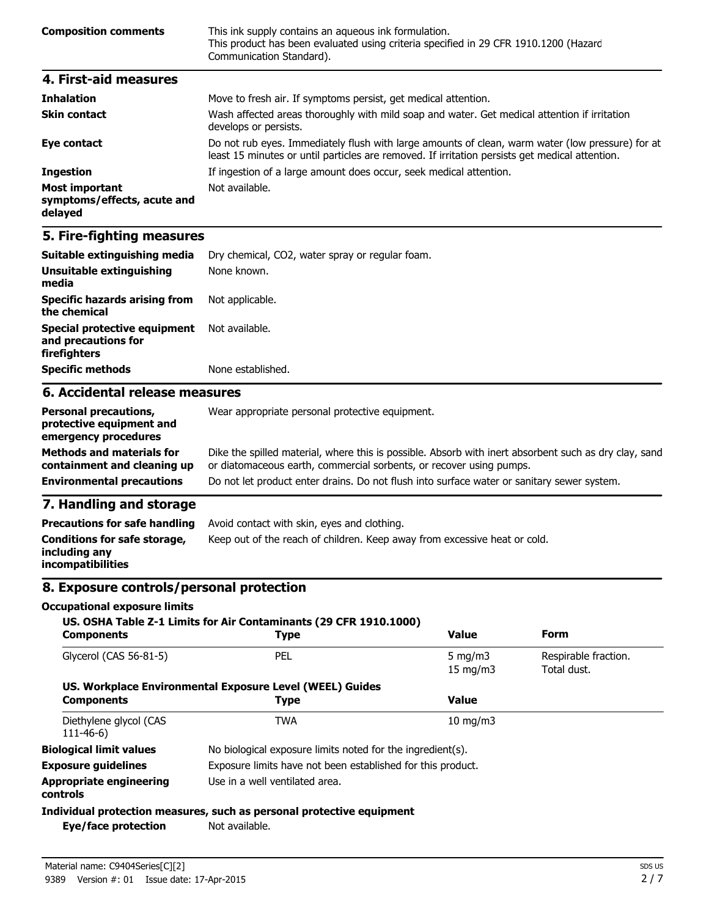| | |
|---|---|
| **Composition comments** | This ink supply contains an aqueous ink formulation. This product has been evaluated using criteria specified in 29 CFR 1910.1200 (Hazard Communication Standard). |

## 4. First-aid measures

| | |
|---|---|
| **Inhalation** | Move to fresh air. If symptoms persist, get medical attention. |
| **Skin contact** | Wash affected areas thoroughly with mild soap and water. Get medical attention if irritation develops or persists. |
| **Eye contact** | Do not rub eyes. Immediately flush with large amounts of clean, warm water (low pressure) for at least 15 minutes or until particles are removed. If irritation persists get medical attention. |
| **Ingestion** | If ingestion of a large amount does occur, seek medical attention. |
| **Most important symptoms/effects, acute and delayed** | Not available. |

## 5. Fire-fighting measures

| | |
|---|---|
| **Suitable extinguishing media** | Dry chemical, CO2, water spray or regular foam. |
| **Unsuitable extinguishing media** | None known. |
| **Specific hazards arising from the chemical** | Not applicable. |
| **Special protective equipment and precautions for firefighters** | Not available. |
| **Specific methods** | None established. |

## 6. Accidental release measures

| | |
|---|---|
| **Personal precautions, protective equipment and emergency procedures** | Wear appropriate personal protective equipment. |
| **Methods and materials for containment and cleaning up** | Dike the spilled material, where this is possible. Absorb with inert absorbent such as dry clay, sand or diatomaceous earth, commercial sorbents, or recover using pumps. |
| **Environmental precautions** | Do not let product enter drains. Do not flush into surface water or sanitary sewer system. |

## 7. Handling and storage

| | |
|---|---|
| **Precautions for safe handling** | Avoid contact with skin, eyes and clothing. |
| **Conditions for safe storage, including any incompatibilities** | Keep out of the reach of children. Keep away from excessive heat or cold. |

## 8. Exposure controls/personal protection

**Occupational exposure limits**

**US. OSHA Table Z-1 Limits for Air Contaminants (29 CFR 1910.1000)**

| Components | Type | Value | Form |
|---|---|---|---|
| Glycerol (CAS 56-81-5) | PEL | 5 mg/m3 | Respirable fraction. |
| | | 15 mg/m3 | Total dust. |

**US. Workplace Environmental Exposure Level (WEEL) Guides**

| Components | Type | Value |
|---|---|---|
| Diethylene glycol (CAS 111-46-6) | TWA | 10 mg/m3 |

| | |
|---|---|
| **Biological limit values** | No biological exposure limits noted for the ingredient(s). |
| **Exposure guidelines** | Exposure limits have not been established for this product. |
| **Appropriate engineering controls** | Use in a well ventilated area. |

**Individual protection measures, such as personal protective equipment**

| | |
|---|---|
| **Eye/face protection** | Not available. |

Material name: C9404Series[C][2]

9389 Version #: 01 Issue date: 17-Apr-2015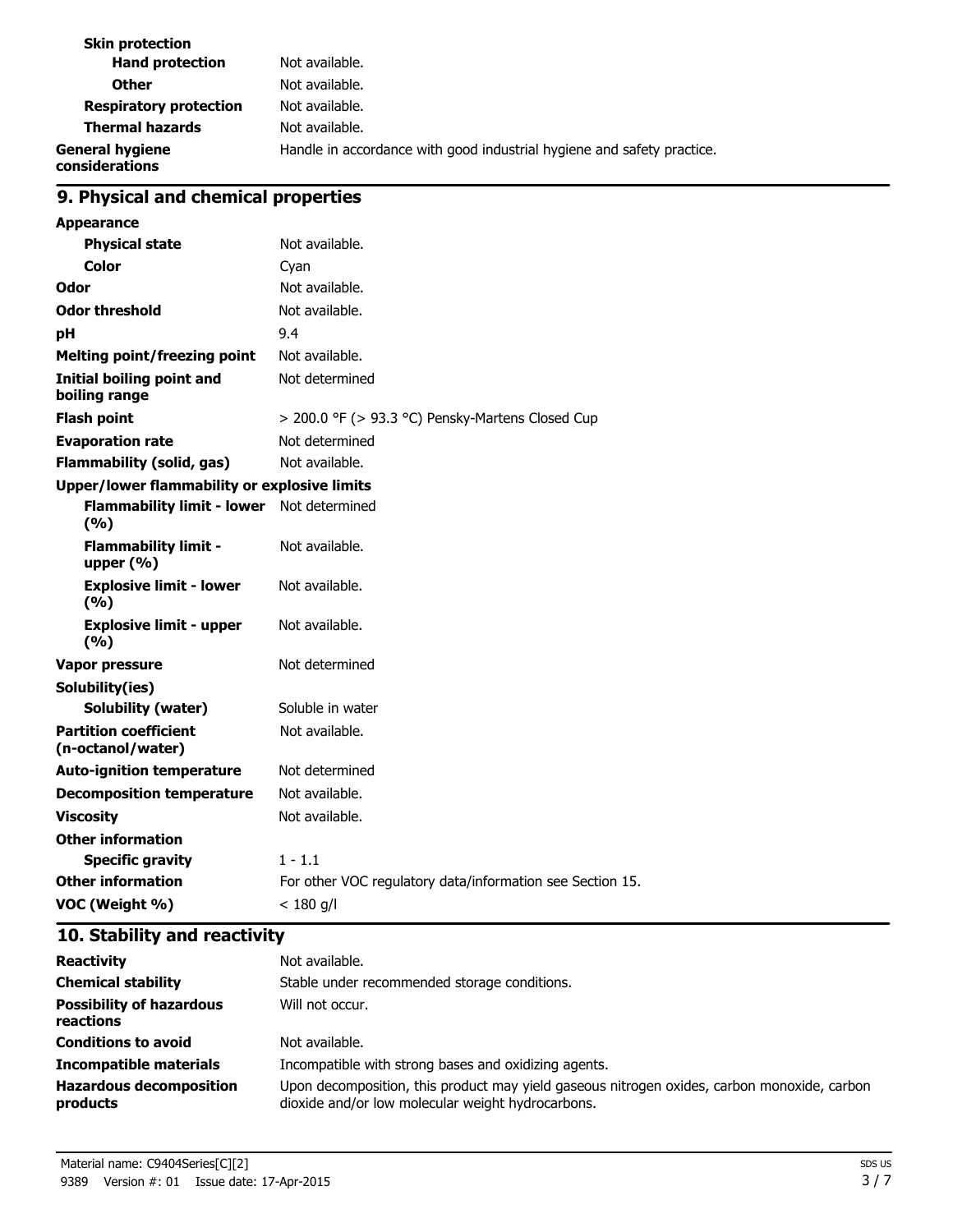| | |
|---|---|
| **Skin protection** | |
| **Hand protection** | Not available. |
| **Other** | Not available. |
| **Respiratory protection** | Not available. |
| **Thermal hazards** | Not available. |
| **General hygiene considerations** | Handle in accordance with good industrial hygiene and safety practice. |

## 9. Physical and chemical properties

| | |
|---|---|
| **Appearance** | |
| **Physical state** | Not available. |
| **Color** | Cyan |
| **Odor** | Not available. |
| **Odor threshold** | Not available. |
| **pH** | 9.4 |
| **Melting point/freezing point** | Not available. |
| **Initial boiling point and boiling range** | Not determined |
| **Flash point** | > 200.0 °F (> 93.3 °C) Pensky-Martens Closed Cup |
| **Evaporation rate** | Not determined |
| **Flammability (solid, gas)** | Not available. |
| **Upper/lower flammability or explosive limits** | |
| **Flammability limit - lower (%)** | Not determined |
| **Flammability limit - upper (%)** | Not available. |
| **Explosive limit - lower (%)** | Not available. |
| **Explosive limit - upper (%)** | Not available. |
| **Vapor pressure** | Not determined |
| **Solubility(ies)** | |
| **Solubility (water)** | Soluble in water |
| **Partition coefficient (n-octanol/water)** | Not available. |
| **Auto-ignition temperature** | Not determined |
| **Decomposition temperature** | Not available. |
| **Viscosity** | Not available. |
| **Other information** | |
| **Specific gravity** | 1 - 1.1 |
| **Other information** | For other VOC regulatory data/information see Section 15. |
| **VOC (Weight %)** | < 180 g/l |

## 10. Stability and reactivity

| | |
|---|---|
| **Reactivity** | Not available. |
| **Chemical stability** | Stable under recommended storage conditions. |
| **Possibility of hazardous reactions** | Will not occur. |
| **Conditions to avoid** | Not available. |
| **Incompatible materials** | Incompatible with strong bases and oxidizing agents. |
| **Hazardous decomposition products** | Upon decomposition, this product may yield gaseous nitrogen oxides, carbon monoxide, carbon dioxide and/or low molecular weight hydrocarbons. |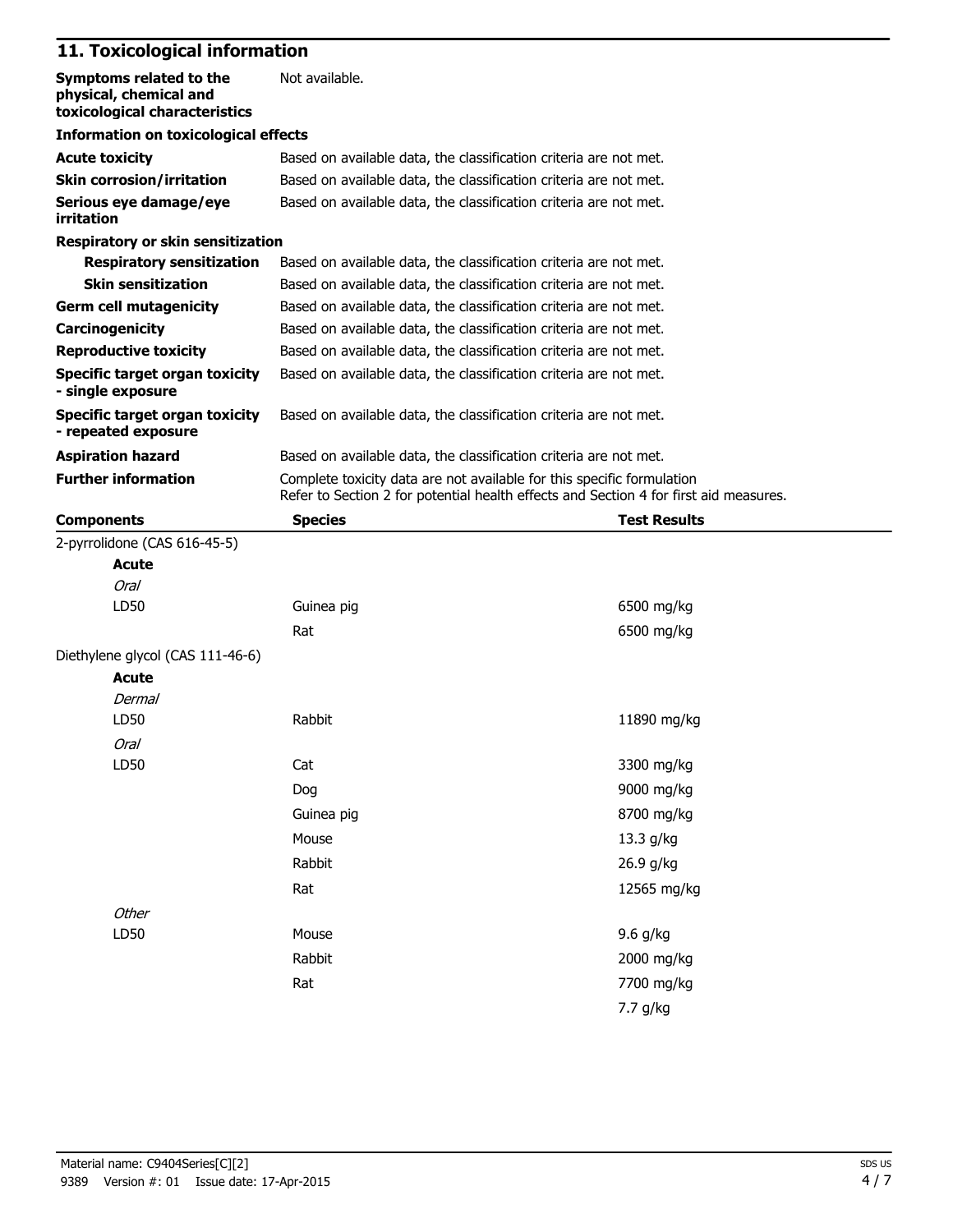## 11. Toxicological information

| | |
|---|---|
| **Symptoms related to the physical, chemical and toxicological characteristics** | Not available. |

**Information on toxicological effects**

| | |
|---|---|
| **Acute toxicity** | Based on available data, the classification criteria are not met. |
| **Skin corrosion/irritation** | Based on available data, the classification criteria are not met. |
| **Serious eye damage/eye irritation** | Based on available data, the classification criteria are not met. |

**Respiratory or skin sensitization**

| | |
|---|---|
| **Respiratory sensitization** | Based on available data, the classification criteria are not met. |
| **Skin sensitization** | Based on available data, the classification criteria are not met. |
| **Germ cell mutagenicity** | Based on available data, the classification criteria are not met. |
| **Carcinogenicity** | Based on available data, the classification criteria are not met. |
| **Reproductive toxicity** | Based on available data, the classification criteria are not met. |
| **Specific target organ toxicity - single exposure** | Based on available data, the classification criteria are not met. |
| **Specific target organ toxicity - repeated exposure** | Based on available data, the classification criteria are not met. |
| **Aspiration hazard** | Based on available data, the classification criteria are not met. |
| **Further information** | Complete toxicity data are not available for this specific formulation<br>Refer to Section 2 for potential health effects and Section 4 for first aid measures. |

| Components | Species | Test Results |
|---|---|---|
| 2-pyrrolidone (CAS 616-45-5) | | |
| **Acute** | | |
| *Oral* | | |
| LD50 | Guinea pig | 6500 mg/kg |
| | Rat | 6500 mg/kg |
| Diethylene glycol (CAS 111-46-6) | | |
| **Acute** | | |
| *Dermal* | | |
| LD50 | Rabbit | 11890 mg/kg |
| *Oral* | | |
| LD50 | Cat | 3300 mg/kg |
| | Dog | 9000 mg/kg |
| | Guinea pig | 8700 mg/kg |
| | Mouse | 13.3 g/kg |
| | Rabbit | 26.9 g/kg |
| | Rat | 12565 mg/kg |
| *Other* | | |
| LD50 | Mouse | 9.6 g/kg |
| | Rabbit | 2000 mg/kg |
| | Rat | 7700 mg/kg |
| | | 7.7 g/kg |

Material name: C9404Series[C][2]
9389 Version #: 01 Issue date: 17-Apr-2015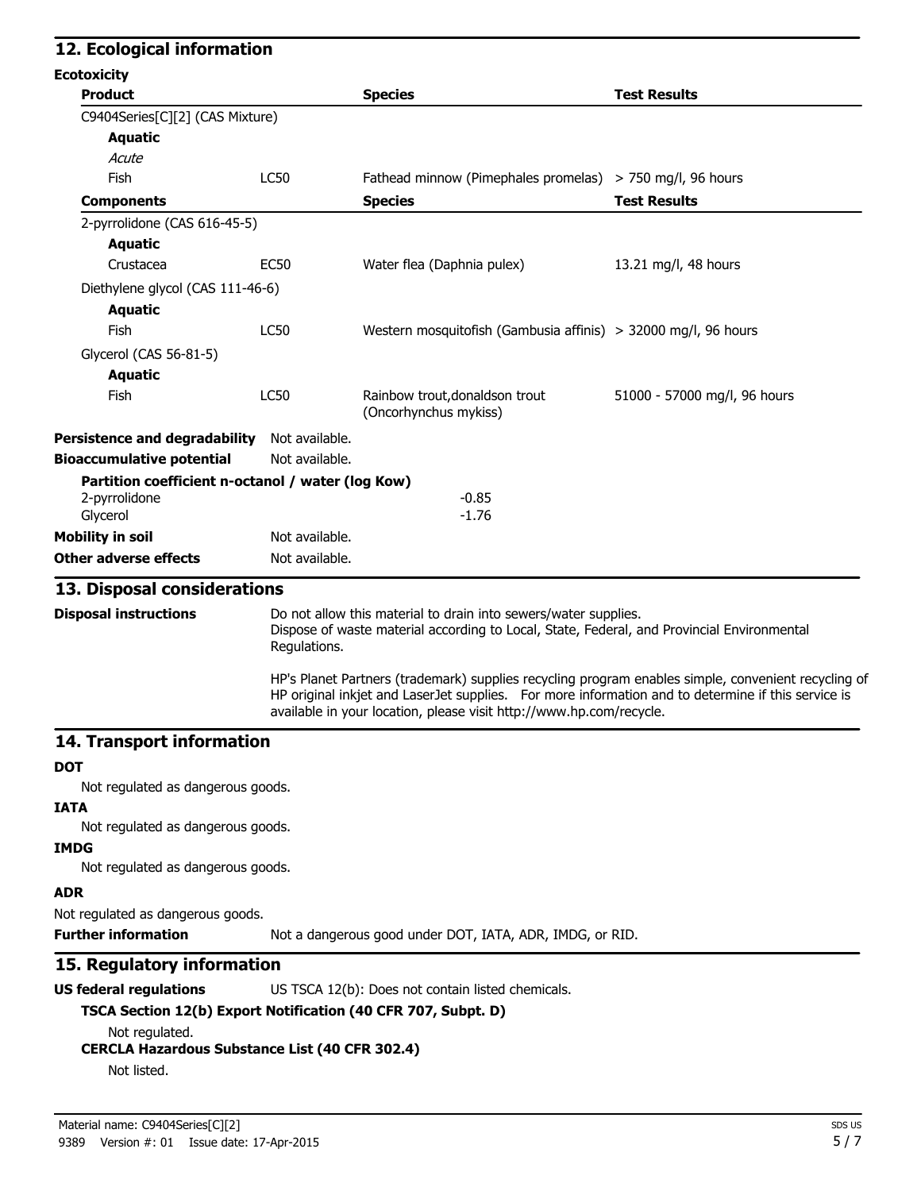## 12. Ecological information

**Ecotoxicity**

| Product | | Species | Test Results |
|---|---|---|---|
| C9404Series[C][2] (CAS Mixture) | | | |
| **Aquatic** | | | |
| *Acute* | | | |
| Fish | LC50 | Fathead minnow (Pimephales promelas) | > 750 mg/l, 96 hours |
| **Components** | | **Species** | **Test Results** |
| 2-pyrrolidone (CAS 616-45-5) | | | |
| **Aquatic** | | | |
| Crustacea | EC50 | Water flea (Daphnia pulex) | 13.21 mg/l, 48 hours |
| Diethylene glycol (CAS 111-46-6) | | | |
| **Aquatic** | | | |
| Fish | LC50 | Western mosquitofish (Gambusia affinis) | > 32000 mg/l, 96 hours |
| Glycerol (CAS 56-81-5) | | | |
| **Aquatic** | | | |
| Fish | LC50 | Rainbow trout,donaldson trout (Oncorhynchus mykiss) | 51000 - 57000 mg/l, 96 hours |

**Persistence and degradability** Not available.

**Bioaccumulative potential** Not available.

**Partition coefficient n-octanol / water (log Kow)**

| | |
|---|---|
| 2-pyrrolidone | -0.85 |
| Glycerol | -1.76 |

**Mobility in soil** Not available.

**Other adverse effects** Not available.

## 13. Disposal considerations

**Disposal instructions**

Do not allow this material to drain into sewers/water supplies.
Dispose of waste material according to Local, State, Federal, and Provincial Environmental Regulations.

HP's Planet Partners (trademark) supplies recycling program enables simple, convenient recycling of HP original inkjet and LaserJet supplies. For more information and to determine if this service is available in your location, please visit http://www.hp.com/recycle.

## 14. Transport information

**DOT**

Not regulated as dangerous goods.

**IATA**

Not regulated as dangerous goods.

**IMDG**

Not regulated as dangerous goods.

**ADR**

Not regulated as dangerous goods.

**Further information** Not a dangerous good under DOT, IATA, ADR, IMDG, or RID.

## 15. Regulatory information

**US federal regulations** US TSCA 12(b): Does not contain listed chemicals.

**TSCA Section 12(b) Export Notification (40 CFR 707, Subpt. D)**

Not regulated.

**CERCLA Hazardous Substance List (40 CFR 302.4)**

Not listed.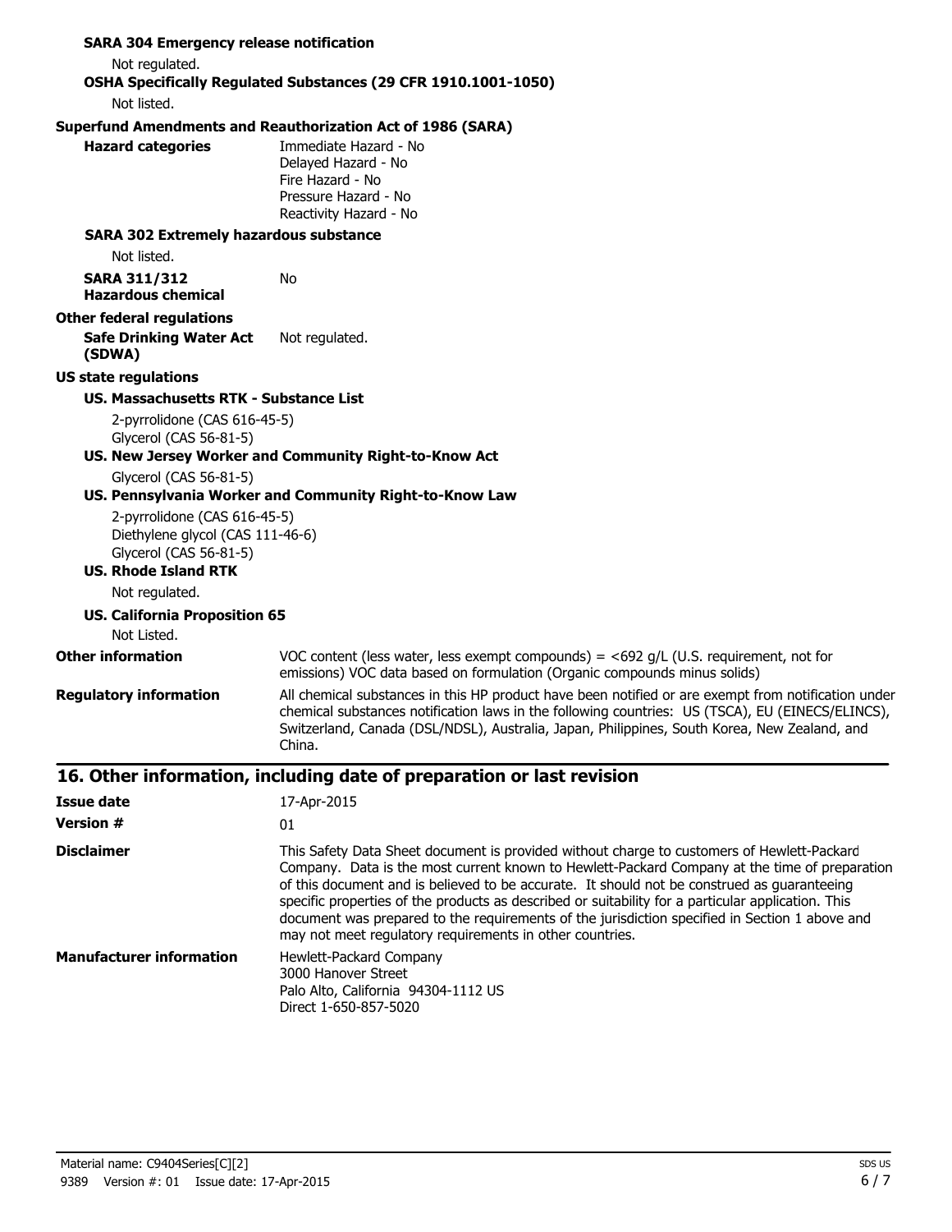**SARA 304 Emergency release notification**

Not regulated.

**OSHA Specifically Regulated Substances (29 CFR 1910.1001-1050)**

Not listed.

**Superfund Amendments and Reauthorization Act of 1986 (SARA)**

**Hazard categories**
Immediate Hazard - No
Delayed Hazard - No
Fire Hazard - No
Pressure Hazard - No
Reactivity Hazard - No

**SARA 302 Extremely hazardous substance**

Not listed.

**SARA 311/312 Hazardous chemical** No

**Other federal regulations**

**Safe Drinking Water Act (SDWA)** Not regulated.

**US state regulations**

**US. Massachusetts RTK - Substance List**

2-pyrrolidone (CAS 616-45-5)
Glycerol (CAS 56-81-5)

**US. New Jersey Worker and Community Right-to-Know Act**

Glycerol (CAS 56-81-5)

**US. Pennsylvania Worker and Community Right-to-Know Law**

2-pyrrolidone (CAS 616-45-5)
Diethylene glycol (CAS 111-46-6)
Glycerol (CAS 56-81-5)

**US. Rhode Island RTK**

Not regulated.

**US. California Proposition 65**

Not Listed.

**Other information** VOC content (less water, less exempt compounds) = <692 g/L (U.S. requirement, not for emissions) VOC data based on formulation (Organic compounds minus solids)

**Regulatory information** All chemical substances in this HP product have been notified or are exempt from notification under chemical substances notification laws in the following countries: US (TSCA), EU (EINECS/ELINCS), Switzerland, Canada (DSL/NDSL), Australia, Japan, Philippines, South Korea, New Zealand, and China.

## 16. Other information, including date of preparation or last revision

**Issue date** 17-Apr-2015

**Version #** 01

**Disclaimer** This Safety Data Sheet document is provided without charge to customers of Hewlett-Packard Company. Data is the most current known to Hewlett-Packard Company at the time of preparation of this document and is believed to be accurate. It should not be construed as guaranteeing specific properties of the products as described or suitability for a particular application. This document was prepared to the requirements of the jurisdiction specified in Section 1 above and may not meet regulatory requirements in other countries.

**Manufacturer information**
Hewlett-Packard Company
3000 Hanover Street
Palo Alto, California 94304-1112 US
Direct 1-650-857-5020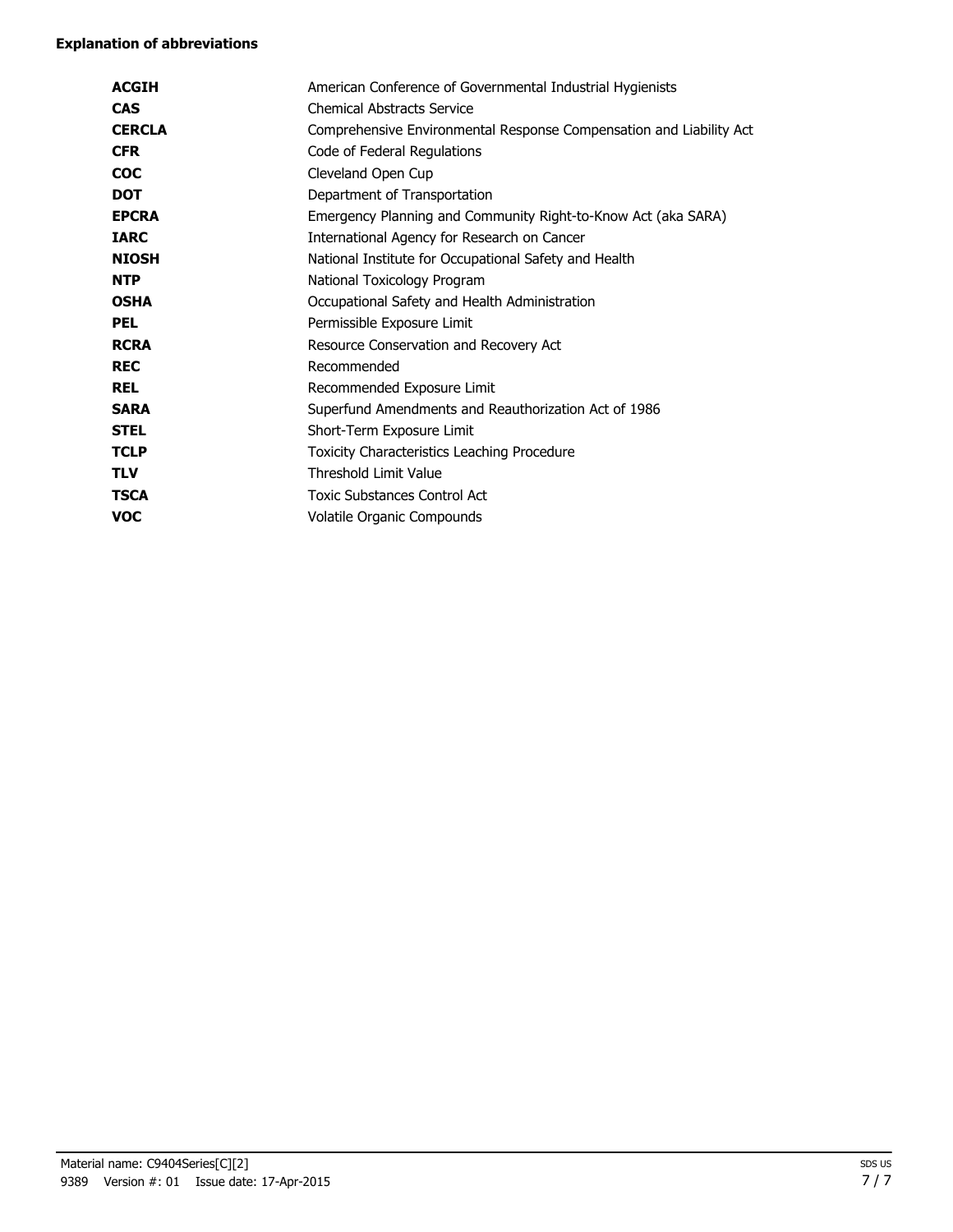**Explanation of abbreviations**

| | |
|---|---|
| **ACGIH** | American Conference of Governmental Industrial Hygienists |
| **CAS** | Chemical Abstracts Service |
| **CERCLA** | Comprehensive Environmental Response Compensation and Liability Act |
| **CFR** | Code of Federal Regulations |
| **COC** | Cleveland Open Cup |
| **DOT** | Department of Transportation |
| **EPCRA** | Emergency Planning and Community Right-to-Know Act (aka SARA) |
| **IARC** | International Agency for Research on Cancer |
| **NIOSH** | National Institute for Occupational Safety and Health |
| **NTP** | National Toxicology Program |
| **OSHA** | Occupational Safety and Health Administration |
| **PEL** | Permissible Exposure Limit |
| **RCRA** | Resource Conservation and Recovery Act |
| **REC** | Recommended |
| **REL** | Recommended Exposure Limit |
| **SARA** | Superfund Amendments and Reauthorization Act of 1986 |
| **STEL** | Short-Term Exposure Limit |
| **TCLP** | Toxicity Characteristics Leaching Procedure |
| **TLV** | Threshold Limit Value |
| **TSCA** | Toxic Substances Control Act |
| **VOC** | Volatile Organic Compounds |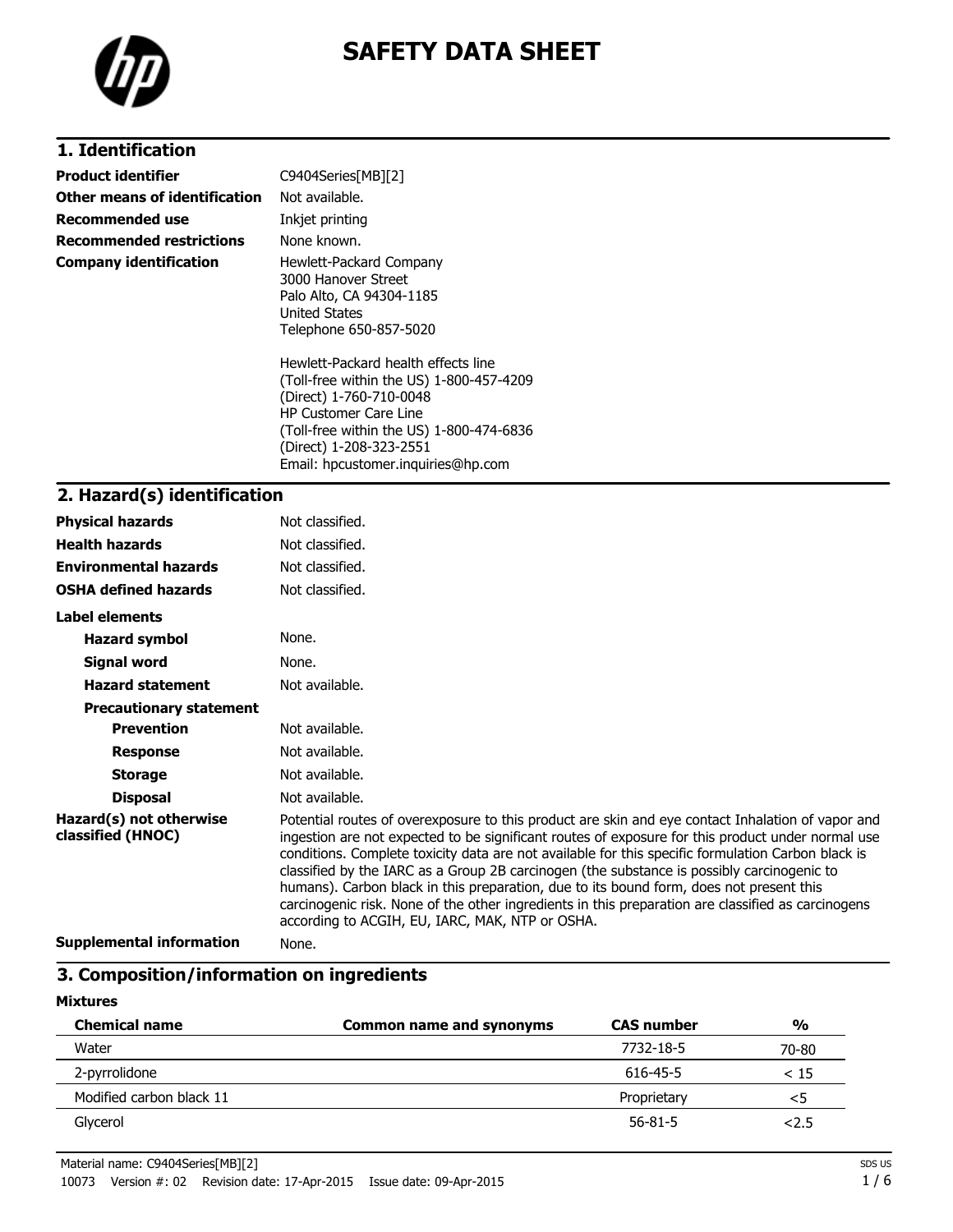# SAFETY DATA SHEET

## 1. Identification

| | |
|---|---|
| **Product identifier** | C9404Series[MB][2] |
| **Other means of identification** | Not available. |
| **Recommended use** | Inkjet printing |
| **Recommended restrictions** | None known. |
| **Company identification** | Hewlett-Packard Company<br>3000 Hanover Street<br>Palo Alto, CA 94304-1185<br>United States<br>Telephone 650-857-5020<br><br>Hewlett-Packard health effects line<br>(Toll-free within the US) 1-800-457-4209<br>(Direct) 1-760-710-0048<br>HP Customer Care Line<br>(Toll-free within the US) 1-800-474-6836<br>(Direct) 1-208-323-2551<br>Email: hpcustomer.inquiries@hp.com |

## 2. Hazard(s) identification

| | |
|---|---|
| **Physical hazards** | Not classified. |
| **Health hazards** | Not classified. |
| **Environmental hazards** | Not classified. |
| **OSHA defined hazards** | Not classified. |

**Label elements**

| | |
|---|---|
| **Hazard symbol** | None. |
| **Signal word** | None. |
| **Hazard statement** | Not available. |

**Precautionary statement**

| | |
|---|---|
| **Prevention** | Not available. |
| **Response** | Not available. |
| **Storage** | Not available. |
| **Disposal** | Not available. |

**Hazard(s) not otherwise classified (HNOC)**

Potential routes of overexposure to this product are skin and eye contact Inhalation of vapor and ingestion are not expected to be significant routes of exposure for this product under normal use conditions. Complete toxicity data are not available for this specific formulation Carbon black is classified by the IARC as a Group 2B carcinogen (the substance is possibly carcinogenic to humans). Carbon black in this preparation, due to its bound form, does not present this carcinogenic risk. None of the other ingredients in this preparation are classified as carcinogens according to ACGIH, EU, IARC, MAK, NTP or OSHA.

**Supplemental information** None.

## 3. Composition/information on ingredients

**Mixtures**

| Chemical name | Common name and synonyms | CAS number | % |
|---|---|---|---|
| Water | | 7732-18-5 | 70-80 |
| 2-pyrrolidone | | 616-45-5 | < 15 |
| Modified carbon black 11 | | Proprietary | <5 |
| Glycerol | | 56-81-5 | <2.5 |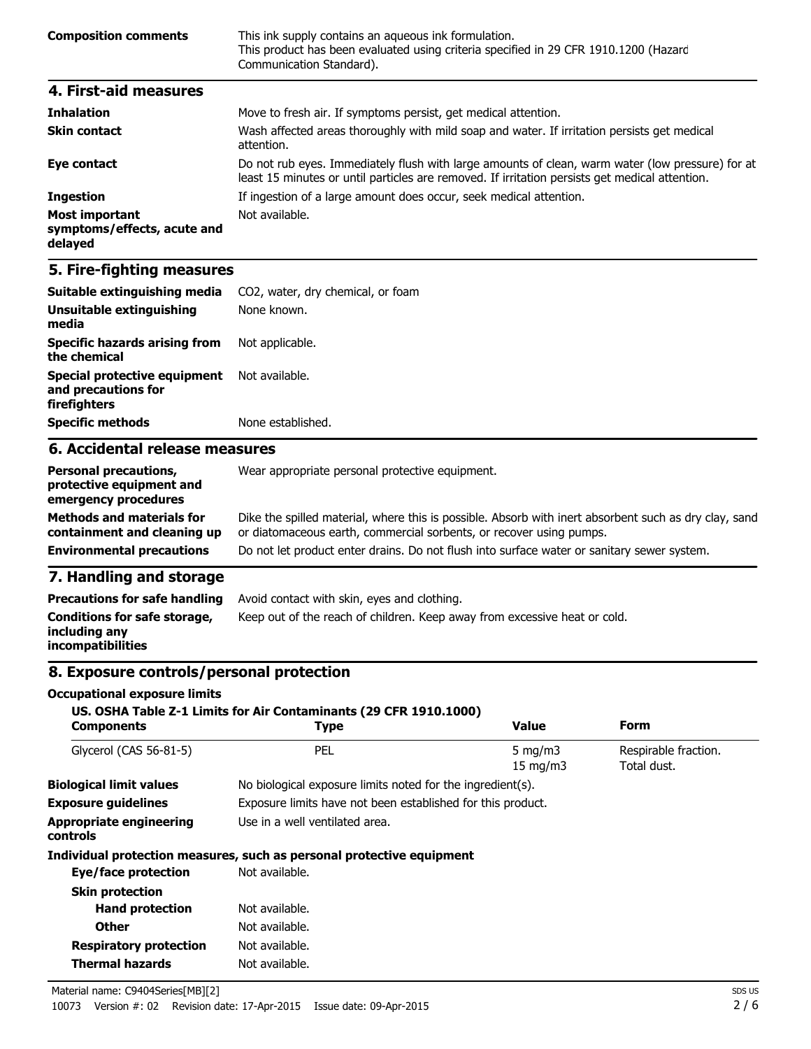**Composition comments** This ink supply contains an aqueous ink formulation. This product has been evaluated using criteria specified in 29 CFR 1910.1200 (Hazard Communication Standard).

## 4. First-aid measures

| | |
|---|---|
| **Inhalation** | Move to fresh air. If symptoms persist, get medical attention. |
| **Skin contact** | Wash affected areas thoroughly with mild soap and water. If irritation persists get medical attention. |
| **Eye contact** | Do not rub eyes. Immediately flush with large amounts of clean, warm water (low pressure) for at least 15 minutes or until particles are removed. If irritation persists get medical attention. |
| **Ingestion** | If ingestion of a large amount does occur, seek medical attention. |
| **Most important symptoms/effects, acute and delayed** | Not available. |

## 5. Fire-fighting measures

| | |
|---|---|
| **Suitable extinguishing media** | $CO_2$, water, dry chemical, or foam |
| **Unsuitable extinguishing media** | None known. |
| **Specific hazards arising from the chemical** | Not applicable. |
| **Special protective equipment and precautions for firefighters** | Not available. |
| **Specific methods** | None established. |

## 6. Accidental release measures

| | |
|---|---|
| **Personal precautions, protective equipment and emergency procedures** | Wear appropriate personal protective equipment. |
| **Methods and materials for containment and cleaning up** | Dike the spilled material, where this is possible. Absorb with inert absorbent such as dry clay, sand or diatomaceous earth, commercial sorbents, or recover using pumps. |
| **Environmental precautions** | Do not let product enter drains. Do not flush into surface water or sanitary sewer system. |

## 7. Handling and storage

| | |
|---|---|
| **Precautions for safe handling** | Avoid contact with skin, eyes and clothing. |
| **Conditions for safe storage, including any incompatibilities** | Keep out of the reach of children. Keep away from excessive heat or cold. |

## 8. Exposure controls/personal protection

**Occupational exposure limits**

**US. OSHA Table Z-1 Limits for Air Contaminants (29 CFR 1910.1000)**

| Components | Type | Value | Form |
|---|---|---|---|
| Glycerol (CAS 56-81-5) | PEL | 5 mg/m3 | Respirable fraction. |
| | | 15 mg/m3 | Total dust. |

| | |
|---|---|
| **Biological limit values** | No biological exposure limits noted for the ingredient(s). |
| **Exposure guidelines** | Exposure limits have not been established for this product. |
| **Appropriate engineering controls** | Use in a well ventilated area. |

**Individual protection measures, such as personal protective equipment**

| | |
|---|---|
| **Eye/face protection** | Not available. |
| **Skin protection** | |
| **Hand protection** | Not available. |
| **Other** | Not available. |
| **Respiratory protection** | Not available. |
| **Thermal hazards** | Not available. |

Material name: C9404Series[MB][2]

10073 Version #: 02 Revision date: 17-Apr-2015 Issue date: 09-Apr-2015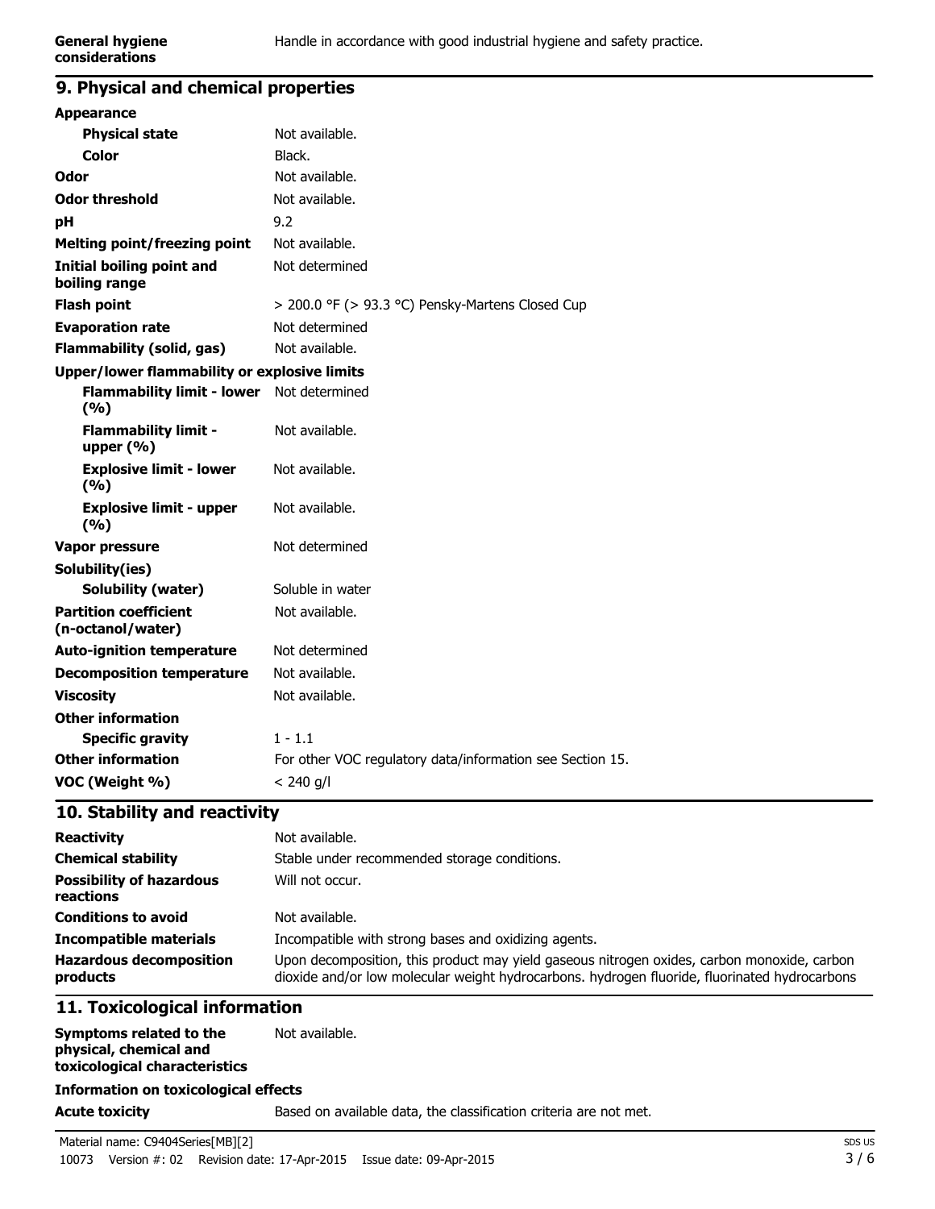| | |
|---|---|
| **General hygiene considerations** | Handle in accordance with good industrial hygiene and safety practice. |

## 9. Physical and chemical properties

| | |
|---|---|
| **Appearance** | |
| **Physical state** | Not available. |
| **Color** | Black. |
| **Odor** | Not available. |
| **Odor threshold** | Not available. |
| **pH** | 9.2 |
| **Melting point/freezing point** | Not available. |
| **Initial boiling point and boiling range** | Not determined |
| **Flash point** | > 200.0 °F (> 93.3 °C) Pensky-Martens Closed Cup |
| **Evaporation rate** | Not determined |
| **Flammability (solid, gas)** | Not available. |
| **Upper/lower flammability or explosive limits** | |
| **Flammability limit - lower (%)** | Not determined |
| **Flammability limit - upper (%)** | Not available. |
| **Explosive limit - lower (%)** | Not available. |
| **Explosive limit - upper (%)** | Not available. |
| **Vapor pressure** | Not determined |
| **Solubility(ies)** | |
| **Solubility (water)** | Soluble in water |
| **Partition coefficient (n-octanol/water)** | Not available. |
| **Auto-ignition temperature** | Not determined |
| **Decomposition temperature** | Not available. |
| **Viscosity** | Not available. |
| **Other information** | |
| **Specific gravity** | 1 - 1.1 |
| **Other information** | For other VOC regulatory data/information see Section 15. |
| **VOC (Weight %)** | < 240 g/l |

## 10. Stability and reactivity

| | |
|---|---|
| **Reactivity** | Not available. |
| **Chemical stability** | Stable under recommended storage conditions. |
| **Possibility of hazardous reactions** | Will not occur. |
| **Conditions to avoid** | Not available. |
| **Incompatible materials** | Incompatible with strong bases and oxidizing agents. |
| **Hazardous decomposition products** | Upon decomposition, this product may yield gaseous nitrogen oxides, carbon monoxide, carbon dioxide and/or low molecular weight hydrocarbons. hydrogen fluoride, fluorinated hydrocarbons |

## 11. Toxicological information

| | |
|---|---|
| **Symptoms related to the physical, chemical and toxicological characteristics** | Not available. |

**Information on toxicological effects**

| | |
|---|---|
| **Acute toxicity** | Based on available data, the classification criteria are not met. |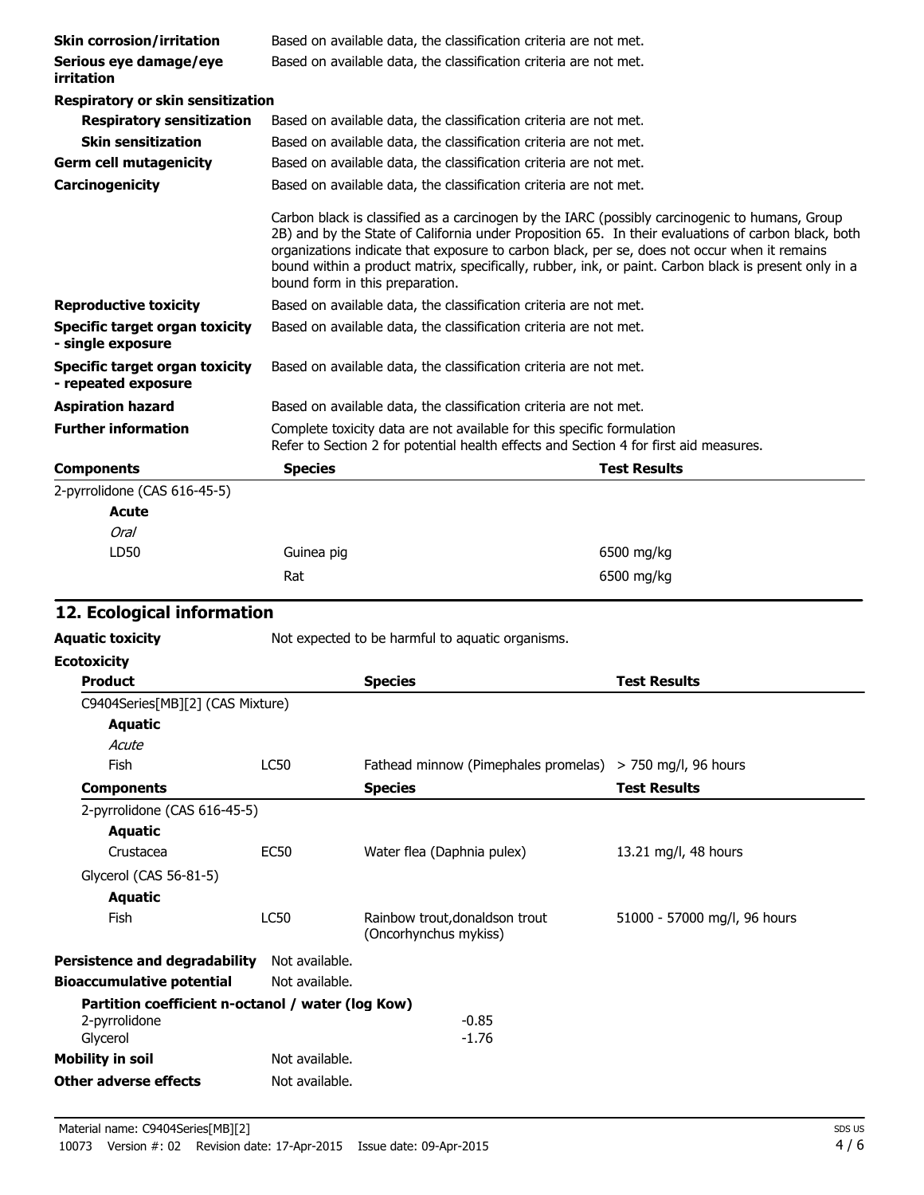| | |
|---|---|
| **Skin corrosion/irritation** | Based on available data, the classification criteria are not met. |
| **Serious eye damage/eye irritation** | Based on available data, the classification criteria are not met. |

**Respiratory or skin sensitization**

| | |
|---|---|
| **Respiratory sensitization** | Based on available data, the classification criteria are not met. |
| **Skin sensitization** | Based on available data, the classification criteria are not met. |
| **Germ cell mutagenicity** | Based on available data, the classification criteria are not met. |
| **Carcinogenicity** | Based on available data, the classification criteria are not met. |
| | Carbon black is classified as a carcinogen by the IARC (possibly carcinogenic to humans, Group 2B) and by the State of California under Proposition 65. In their evaluations of carbon black, both organizations indicate that exposure to carbon black, per se, does not occur when it remains bound within a product matrix, specifically, rubber, ink, or paint. Carbon black is present only in a bound form in this preparation. |
| **Reproductive toxicity** | Based on available data, the classification criteria are not met. |
| **Specific target organ toxicity - single exposure** | Based on available data, the classification criteria are not met. |
| **Specific target organ toxicity - repeated exposure** | Based on available data, the classification criteria are not met. |
| **Aspiration hazard** | Based on available data, the classification criteria are not met. |
| **Further information** | Complete toxicity data are not available for this specific formulation<br>Refer to Section 2 for potential health effects and Section 4 for first aid measures. |

| **Components** | **Species** | **Test Results** |
|---|---|---|
| 2-pyrrolidone (CAS 616-45-5) | | |
| **Acute** | | |
| *Oral* | | |
| LD50 | Guinea pig | 6500 mg/kg |
| | Rat | 6500 mg/kg |

## 12. Ecological information

**Aquatic toxicity** Not expected to be harmful to aquatic organisms.

**Ecotoxicity**

| **Product** | | **Species** | **Test Results** |
|---|---|---|---|
| C9404Series[MB][2] (CAS Mixture) | | | |
| **Aquatic** | | | |
| *Acute* | | | |
| Fish | LC50 | Fathead minnow (Pimephales promelas) | > 750 mg/l, 96 hours |
| **Components** | | **Species** | **Test Results** |
| 2-pyrrolidone (CAS 616-45-5) | | | |
| **Aquatic** | | | |
| Crustacea | EC50 | Water flea (Daphnia pulex) | 13.21 mg/l, 48 hours |
| Glycerol (CAS 56-81-5) | | | |
| **Aquatic** | | | |
| Fish | LC50 | Rainbow trout,donaldson trout (Oncorhynchus mykiss) | 51000 - 57000 mg/l, 96 hours |

| | |
|---|---|
| **Persistence and degradability** | Not available. |
| **Bioaccumulative potential** | Not available. |

**Partition coefficient n-octanol / water (log Kow)**

| | |
|---|---|
| 2-pyrrolidone | -0.85 |
| Glycerol | -1.76 |

| | |
|---|---|
| **Mobility in soil** | Not available. |
| **Other adverse effects** | Not available. |

Material name: C9404Series[MB][2]
10073 Version #: 02 Revision date: 17-Apr-2015 Issue date: 09-Apr-2015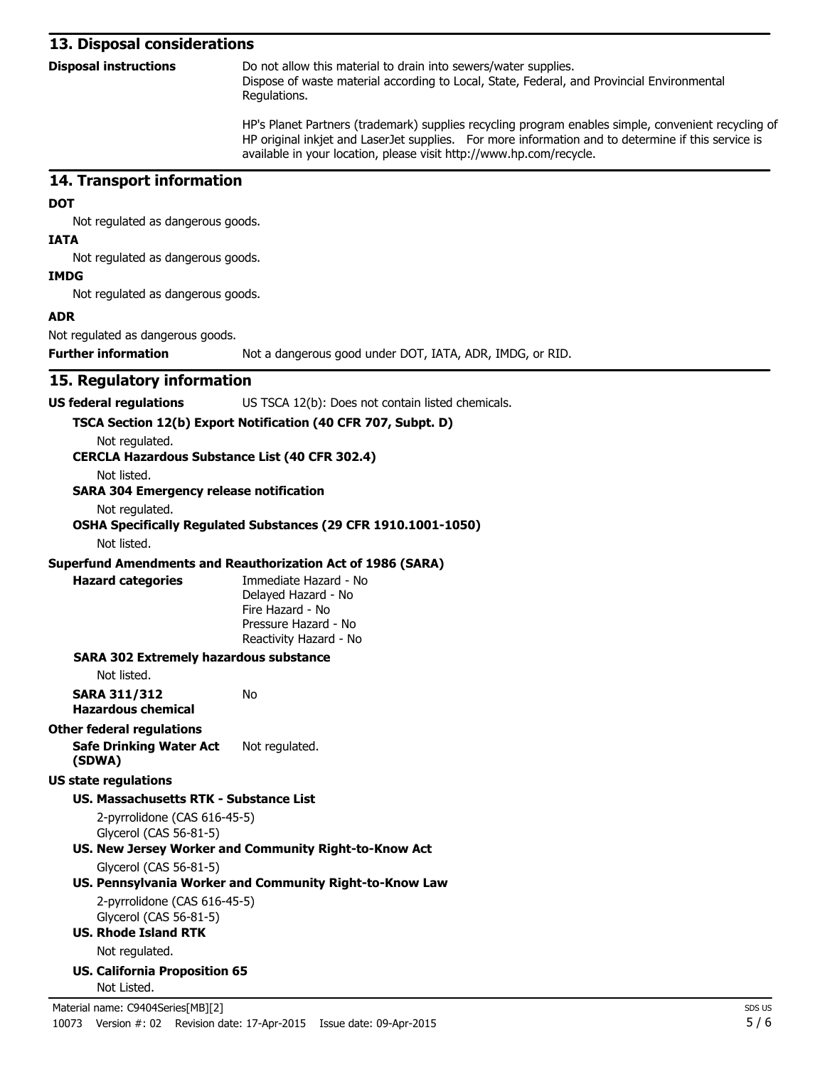## 13. Disposal considerations

**Disposal instructions**

Do not allow this material to drain into sewers/water supplies.
Dispose of waste material according to Local, State, Federal, and Provincial Environmental Regulations.

HP's Planet Partners (trademark) supplies recycling program enables simple, convenient recycling of HP original inkjet and LaserJet supplies. For more information and to determine if this service is available in your location, please visit http://www.hp.com/recycle.

## 14. Transport information

**DOT**

Not regulated as dangerous goods.

**IATA**

Not regulated as dangerous goods.

**IMDG**

Not regulated as dangerous goods.

**ADR**

Not regulated as dangerous goods.

**Further information** Not a dangerous good under DOT, IATA, ADR, IMDG, or RID.

## 15. Regulatory information

**US federal regulations** US TSCA 12(b): Does not contain listed chemicals.

**TSCA Section 12(b) Export Notification (40 CFR 707, Subpt. D)**

Not regulated.

**CERCLA Hazardous Substance List (40 CFR 302.4)**

Not listed.

**SARA 304 Emergency release notification**

Not regulated.

**OSHA Specifically Regulated Substances (29 CFR 1910.1001-1050)**

Not listed.

**Superfund Amendments and Reauthorization Act of 1986 (SARA)**

**Hazard categories**

Immediate Hazard - No
Delayed Hazard - No
Fire Hazard - No
Pressure Hazard - No
Reactivity Hazard - No

**SARA 302 Extremely hazardous substance**

Not listed.

**SARA 311/312 Hazardous chemical** No

**Other federal regulations**

**Safe Drinking Water Act (SDWA)** Not regulated.

**US state regulations**

**US. Massachusetts RTK - Substance List**

2-pyrrolidone (CAS 616-45-5)
Glycerol (CAS 56-81-5)

**US. New Jersey Worker and Community Right-to-Know Act**

Glycerol (CAS 56-81-5)

**US. Pennsylvania Worker and Community Right-to-Know Law**

2-pyrrolidone (CAS 616-45-5)
Glycerol (CAS 56-81-5)

**US. Rhode Island RTK**

Not regulated.

**US. California Proposition 65**

Not Listed.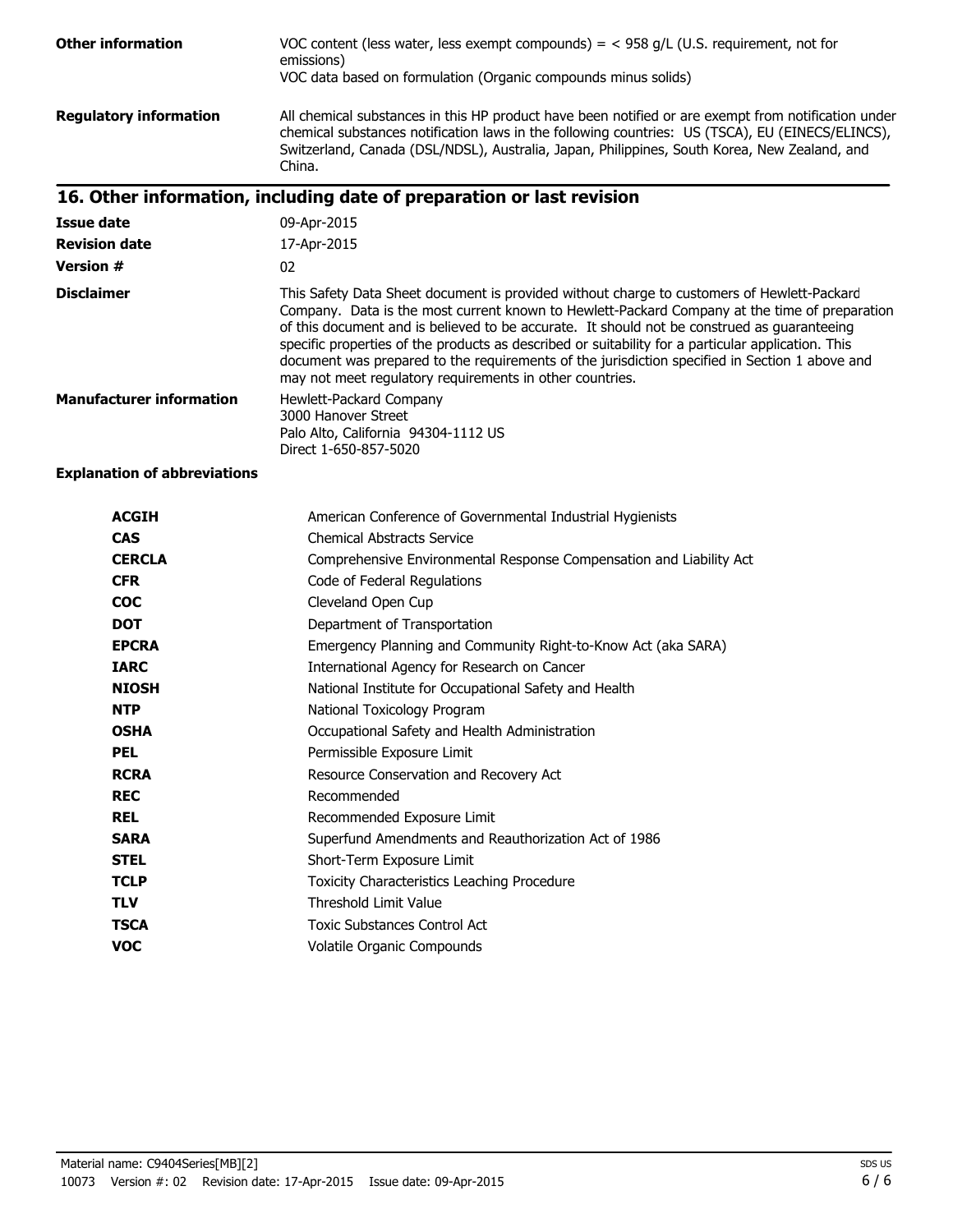**Other information**

VOC content (less water, less exempt compounds) = < 958 g/L (U.S. requirement, not for emissions)
VOC data based on formulation (Organic compounds minus solids)

**Regulatory information**

All chemical substances in this HP product have been notified or are exempt from notification under chemical substances notification laws in the following countries: US (TSCA), EU (EINECS/ELINCS), Switzerland, Canada (DSL/NDSL), Australia, Japan, Philippines, South Korea, New Zealand, and China.

## 16. Other information, including date of preparation or last revision

**Issue date** 09-Apr-2015

**Revision date** 17-Apr-2015

**Version #** 02

**Disclaimer**

This Safety Data Sheet document is provided without charge to customers of Hewlett-Packard Company. Data is the most current known to Hewlett-Packard Company at the time of preparation of this document and is believed to be accurate. It should not be construed as guaranteeing specific properties of the products as described or suitability for a particular application. This document was prepared to the requirements of the jurisdiction specified in Section 1 above and may not meet regulatory requirements in other countries.

**Manufacturer information**

Hewlett-Packard Company
3000 Hanover Street
Palo Alto, California 94304-1112 US
Direct 1-650-857-5020

**Explanation of abbreviations**

| | |
|---|---|
| **ACGIH** | American Conference of Governmental Industrial Hygienists |
| **CAS** | Chemical Abstracts Service |
| **CERCLA** | Comprehensive Environmental Response Compensation and Liability Act |
| **CFR** | Code of Federal Regulations |
| **COC** | Cleveland Open Cup |
| **DOT** | Department of Transportation |
| **EPCRA** | Emergency Planning and Community Right-to-Know Act (aka SARA) |
| **IARC** | International Agency for Research on Cancer |
| **NIOSH** | National Institute for Occupational Safety and Health |
| **NTP** | National Toxicology Program |
| **OSHA** | Occupational Safety and Health Administration |
| **PEL** | Permissible Exposure Limit |
| **RCRA** | Resource Conservation and Recovery Act |
| **REC** | Recommended |
| **REL** | Recommended Exposure Limit |
| **SARA** | Superfund Amendments and Reauthorization Act of 1986 |
| **STEL** | Short-Term Exposure Limit |
| **TCLP** | Toxicity Characteristics Leaching Procedure |
| **TLV** | Threshold Limit Value |
| **TSCA** | Toxic Substances Control Act |
| **VOC** | Volatile Organic Compounds |